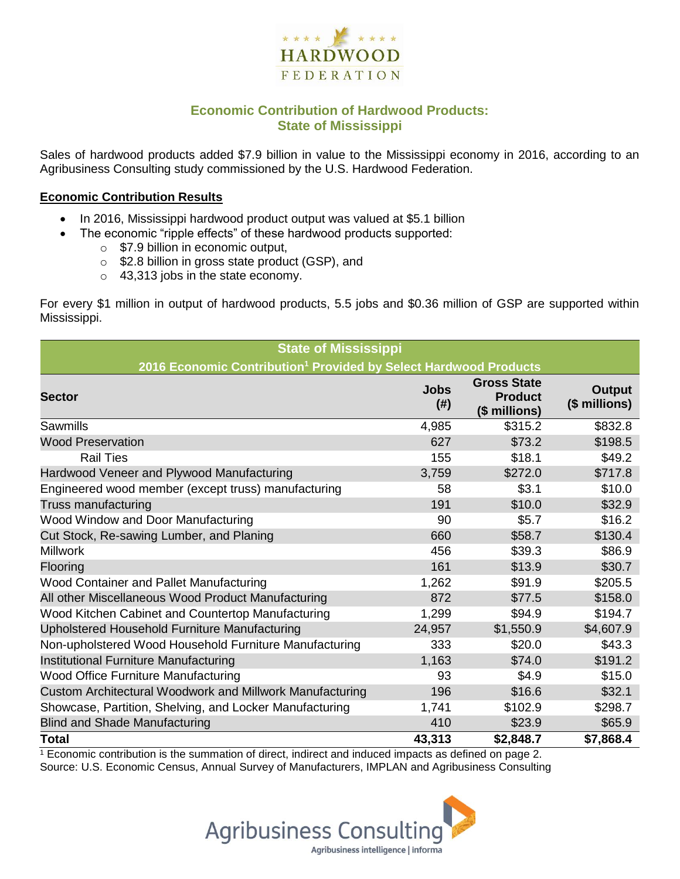HARDWOOD FEDERATION

## Economic Contribution of Hardwood Products: State of Mississippi

Sales of hardwood products added $7.9 billion in value to the Mississippi economy in 2016, according to an Agribusiness Consulting study commissioned by the U.S. Hardwood Federation.

**Economic Contribution Results**

- In 2016, Mississippi hardwood product output was valued at $5.1 billion
- The economic "ripple effects" of these hardwood products supported:
  - $7.9 billion in economic output,
  - $2.8 billion in gross state product (GSP), and
  - 43,313 jobs in the state economy.

For every $1 million in output of hardwood products, 5.5 jobs and $0.36 million of GSP are supported within Mississippi.

**State of Mississippi**
**2016 Economic Contribution[1] Provided by Select Hardwood Products**

| Sector | Jobs (#) | Gross State Product ($ millions) | Output ($ millions) |
|---|---|---|---|
| Sawmills | 4,985 | $315.2 | $832.8 |
| Wood Preservation | 627 | $73.2 | $198.5 |
| Rail Ties | 155 | $18.1 | $49.2 |
| Hardwood Veneer and Plywood Manufacturing | 3,759 | $272.0 | $717.8 |
| Engineered wood member (except truss) manufacturing | 58 | $3.1 | $10.0 |
| Truss manufacturing | 191 | $10.0 | $32.9 |
| Wood Window and Door Manufacturing | 90 | $5.7 | $16.2 |
| Cut Stock, Re-sawing Lumber, and Planing | 660 | $58.7 | $130.4 |
| Millwork | 456 | $39.3 | $86.9 |
| Flooring | 161 | $13.9 | $30.7 |
| Wood Container and Pallet Manufacturing | 1,262 | $91.9 | $205.5 |
| All other Miscellaneous Wood Product Manufacturing | 872 | $77.5 | $158.0 |
| Wood Kitchen Cabinet and Countertop Manufacturing | 1,299 | $94.9 | $194.7 |
| Upholstered Household Furniture Manufacturing | 24,957 | $1,550.9 | $4,607.9 |
| Non-upholstered Wood Household Furniture Manufacturing | 333 | $20.0 | $43.3 |
| Institutional Furniture Manufacturing | 1,163 | $74.0 | $191.2 |
| Wood Office Furniture Manufacturing | 93 | $4.9 | $15.0 |
| Custom Architectural Woodwork and Millwork Manufacturing | 196 | $16.6 | $32.1 |
| Showcase, Partition, Shelving, and Locker Manufacturing | 1,741 | $102.9 | $298.7 |
| Blind and Shade Manufacturing | 410 | $23.9 | $65.9 |
| **Total** | **43,313** | **$2,848.7** | **$7,868.4** |

[1] Economic contribution is the summation of direct, indirect and induced impacts as defined on page 2.
Source: U.S. Economic Census, Annual Survey of Manufacturers, IMPLAN and Agribusiness Consulting

Agribusiness Consulting
Agribusiness intelligence | informa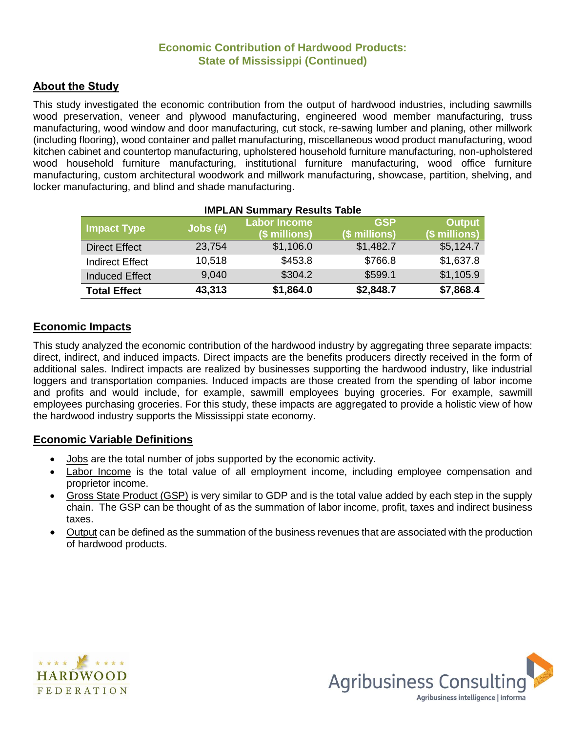# Economic Contribution of Hardwood Products: State of Mississippi (Continued)

## About the Study

This study investigated the economic contribution from the output of hardwood industries, including sawmills wood preservation, veneer and plywood manufacturing, engineered wood member manufacturing, truss manufacturing, wood window and door manufacturing, cut stock, re-sawing lumber and planing, other millwork (including flooring), wood container and pallet manufacturing, miscellaneous wood product manufacturing, wood kitchen cabinet and countertop manufacturing, upholstered household furniture manufacturing, non-upholstered wood household furniture manufacturing, institutional furniture manufacturing, wood office furniture manufacturing, custom architectural woodwork and millwork manufacturing, showcase, partition, shelving, and locker manufacturing, and blind and shade manufacturing.

**IMPLAN Summary Results Table**

| Impact Type | Jobs (#) | Labor Income ($ millions) | GSP ($ millions) | Output ($ millions) |
|---|---|---|---|---|
| Direct Effect | 23,754 | $1,106.0 | $1,482.7 | $5,124.7 |
| Indirect Effect | 10,518 | $453.8 | $766.8 | $1,637.8 |
| Induced Effect | 9,040 | $304.2 | $599.1 | $1,105.9 |
| **Total Effect** | **43,313** | **$1,864.0** | **$2,848.7** | **$7,868.4** |

## Economic Impacts

This study analyzed the economic contribution of the hardwood industry by aggregating three separate impacts: direct, indirect, and induced impacts. Direct impacts are the benefits producers directly received in the form of additional sales. Indirect impacts are realized by businesses supporting the hardwood industry, like industrial loggers and transportation companies. Induced impacts are those created from the spending of labor income and profits and would include, for example, sawmill employees buying groceries. For example, sawmill employees purchasing groceries. For this study, these impacts are aggregated to provide a holistic view of how the hardwood industry supports the Mississippi state economy.

## Economic Variable Definitions

- Jobs are the total number of jobs supported by the economic activity.
- Labor Income is the total value of all employment income, including employee compensation and proprietor income.
- Gross State Product (GSP) is very similar to GDP and is the total value added by each step in the supply chain. The GSP can be thought of as the summation of labor income, profit, taxes and indirect business taxes.
- Output can be defined as the summation of the business revenues that are associated with the production of hardwood products.

HARDWOOD FEDERATION

Agribusiness Consulting
Agribusiness intelligence | informa